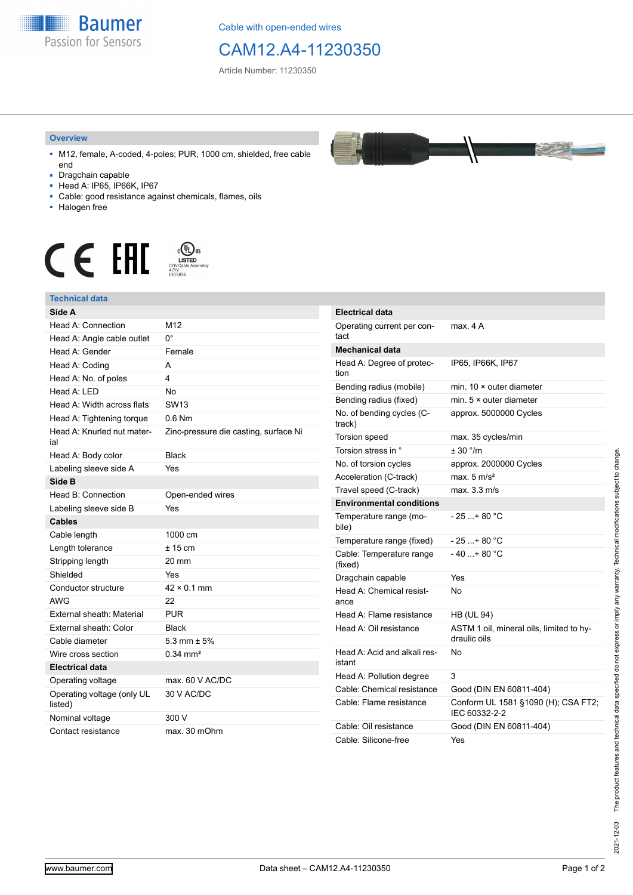Cable with open-ended wires

# CAM12.A4-11230350

Article Number: 11230350

## Overview

- M12, female, A-coded, 4-poles; PUR, 1000 cm, shielded, free cable end
- Dragchain capable
- Head A: IP65, IP66K, IP67
- Cable: good resistance against chemicals, flames, oils
- Halogen free

## Technical data

| | |
|---|---|
| **Side A** | |
| Head A: Connection | M12 |
| Head A: Angle cable outlet | 0° |
| Head A: Gender | Female |
| Head A: Coding | A |
| Head A: No. of poles | 4 |
| Head A: LED | No |
| Head A: Width across flats | SW13 |
| Head A: Tightening torque | 0.6 Nm |
| Head A: Knurled nut material | Zinc-pressure die casting, surface Ni |
| Head A: Body color | Black |
| Labeling sleeve side A | Yes |
| **Side B** | |
| Head B: Connection | Open-ended wires |
| Labeling sleeve side B | Yes |
| **Cables** | |
| Cable length | 1000 cm |
| Length tolerance | ± 15 cm |
| Stripping length | 20 mm |
| Shielded | Yes |
| Conductor structure | 42 × 0.1 mm |
| AWG | 22 |
| External sheath: Material | PUR |
| External sheath: Color | Black |
| Cable diameter | 5.3 mm ± 5% |
| Wire cross section | 0.34 mm² |
| **Electrical data** | |
| Operating voltage | max. 60 V AC/DC |
| Operating voltage (only UL listed) | 30 V AC/DC |
| Nominal voltage | 300 V |
| Contact resistance | max. 30 mOhm |

| | |
|---|---|
| **Electrical data** | |
| Operating current per contact | max. 4 A |
| **Mechanical data** | |
| Head A: Degree of protection | IP65, IP66K, IP67 |
| Bending radius (mobile) | min. 10 × outer diameter |
| Bending radius (fixed) | min. 5 × outer diameter |
| No. of bending cycles (C-track) | approx. 5000000 Cycles |
| Torsion speed | max. 35 cycles/min |
| Torsion stress in ° | ± 30 °/m |
| No. of torsion cycles | approx. 2000000 Cycles |
| Acceleration (C-track) | max. 5 m/s² |
| Travel speed (C-track) | max. 3.3 m/s |
| **Environmental conditions** | |
| Temperature range (mobile) | - 25 ...+ 80 °C |
| Temperature range (fixed) | - 25 ...+ 80 °C |
| Cable: Temperature range (fixed) | - 40 ...+ 80 °C |
| Dragchain capable | Yes |
| Head A: Chemical resistance | No |
| Head A: Flame resistance | HB (UL 94) |
| Head A: Oil resistance | ASTM 1 oil, mineral oils, limited to hydraulic oils |
| Head A: Acid and alkali resistant | No |
| Head A: Pollution degree | 3 |
| Cable: Chemical resistance | Good (DIN EN 60811-404) |
| Cable: Flame resistance | Conform UL 1581 §1090 (H); CSA FT2; IEC 60332-2-2 |
| Cable: Oil resistance | Good (DIN EN 60811-404) |
| Cable: Silicone-free | Yes |

2021-12-03 The product features and technical data specified do not express or imply any warranty. Technical modifications subject to change.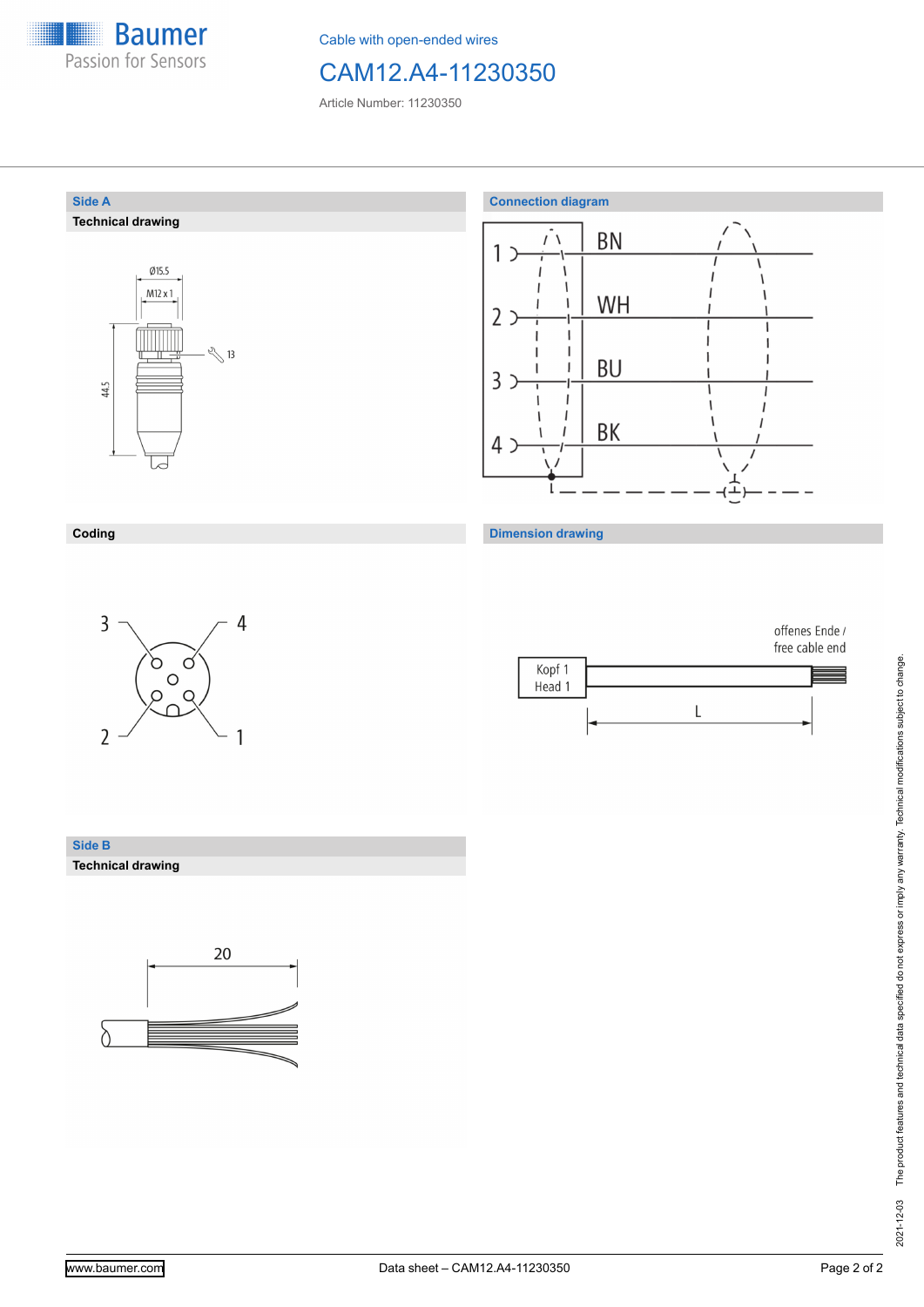Cable with open-ended wires

# CAM12.A4-11230350

Article Number: 11230350

## Side A

### Technical drawing

Ø15.5

M12 x 1

13

44.5

## Connection diagram

1 BN

2 WH

3 BU

4 BK

### Coding

3 4

2 1

## Dimension drawing

offenes Ende / free cable end

Kopf 1 Head 1

L

## Side B

### Technical drawing

20

2021-12-03 The product features and technical data specified do not express or imply any warranty. Technical modifications subject to change.

www.baumer.com

Data sheet – CAM12.A4-11230350